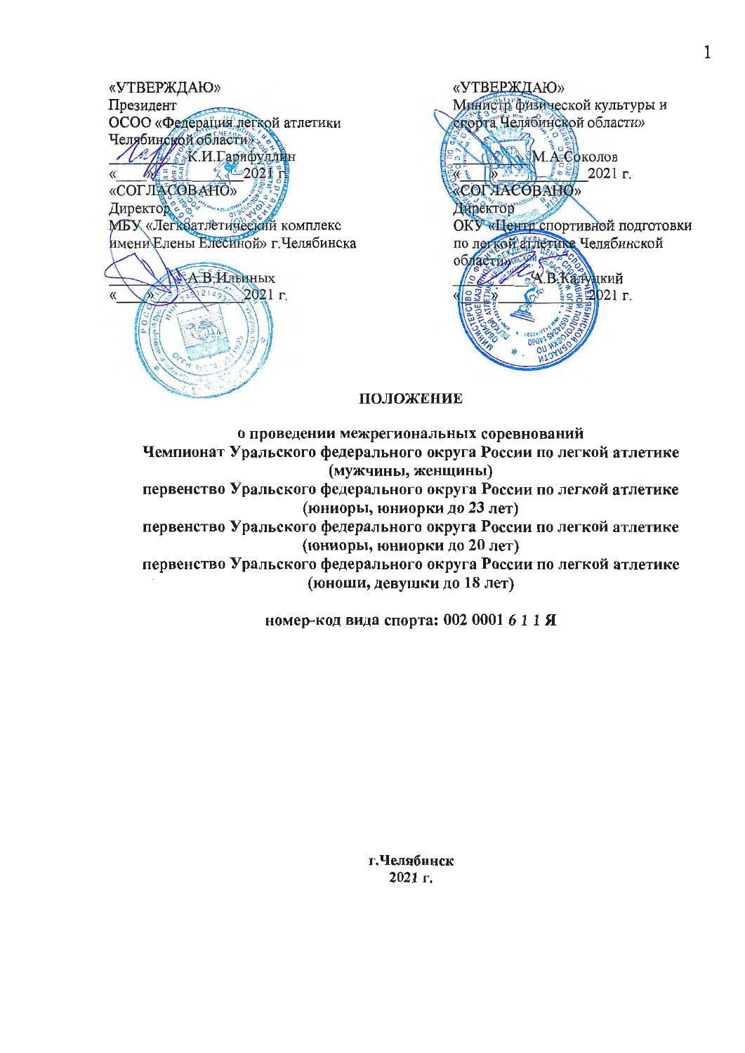«УТВЕРЖДАЮ»
Президент
ОСОО «Федерация легкой атлетики Челябинской области»
__________ К.И.Гарифуллин
«____»____________2021 г.

«СОГЛАСОВАНО»
Директор
МБУ «Легкоатлетический комплекс имени Елены Елесиной» г.Челябинска
__________ А.В.Ильиных
«____»____________2021 г.

«УТВЕРЖДАЮ»
Министр физической культуры и спорта Челябинской области»
__________ М.А.Соколов
«____»____________2021 г.

«СОГЛАСОВАНО»
Директор
ОКУ «Центр спортивной подготовки по легкой атлетике Челябинской области»
__________ А.В.Калуцкий
«____»____________2021 г.

# ПОЛОЖЕНИЕ

**о проведении межрегиональных соревнований**
**Чемпионат Уральского федерального округа России по легкой атлетике (мужчины, женщины)**
**первенство Уральского федерального округа России по легкой атлетике (юниоры, юниорки до 23 лет)**
**первенство Уральского федерального округа России по легкой атлетике (юниоры, юниорки до 20 лет)**
**первенство Уральского федерального округа России по легкой атлетике (юноши, девушки до 18 лет)**

**номер-код вида спорта: 002 0001 6 1 1 Я**

**г.Челябинск**
**2021 г.**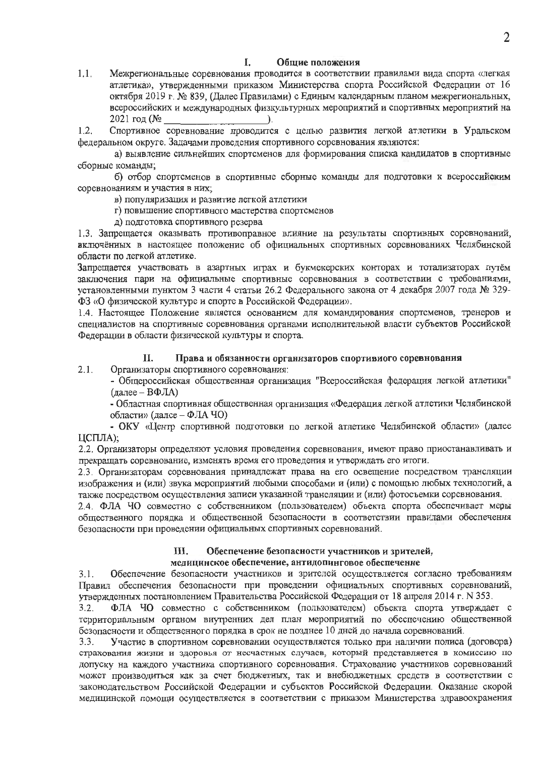## I. Общие положения

1.1. Межрегиональные соревнования проводится в соответствии правилами вида спорта «легкая атлетика», утвержденными приказом Министерства спорта Российской Федерации от 16 октября 2019 г. № 839, (Далее Правилами) с Единым календарным планом межрегиональных, всероссийских и международных физкультурных мероприятий и спортивных мероприятий на 2021 год (№ ________________).

1.2. Спортивное соревнование проводится с целью развития легкой атлетики в Уральском федеральном округе. Задачами проведения спортивного соревнования являются:

а) выявление сильнейших спортсменов для формирования списка кандидатов в спортивные сборные команды;

б) отбор спортсменов в спортивные сборные команды для подготовки к всероссийским соревнованиям и участия в них;

в) популяризация и развитие легкой атлетики

г) повышение спортивного мастерства спортсменов

д) подготовка спортивного резерва

1.3. Запрещается оказывать противоправное влияние на результаты спортивных соревнований, включённых в настоящее положение об официальных спортивных соревнованиях Челябинской области по легкой атлетике.

Запрещается участвовать в азартных играх и букмекерских конторах и тотализаторах путём заключения пари на официальные спортивные соревнования в соответствии с требованиями, установленными пунктом 3 части 4 статьи 26.2 Федерального закона от 4 декабря 2007 года № 329-ФЗ «О физической культуре и спорте в Российской Федерации».

1.4. Настоящее Положение является основанием для командирования спортсменов, тренеров и специалистов на спортивные соревнования органами исполнительной власти субъектов Российской Федерации в области физической культуры и спорта.

## II. Права и обязанности организаторов спортивного соревнования

2.1. Организаторы спортивного соревнования:

- Общероссийская общественная организация "Всероссийская федерация легкой атлетики" (далее – ВФЛА)
- Областная спортивная общественная организация «Федерация легкой атлетики Челябинской области» (далее – ФЛА ЧО)
- ОКУ «Центр спортивной подготовки по легкой атлетике Челябинской области» (далее ЦСПЛА);

2.2. Организаторы определяют условия проведения соревнования, имеют право приостанавливать и прекращать соревнование, изменять время его проведения и утверждать его итоги.

2.3. Организаторам соревнования принадлежат права на его освещение посредством трансляции изображения и (или) звука мероприятий любыми способами и (или) с помощью любых технологий, а также посредством осуществления записи указанной трансляции и (или) фотосъемки соревнования.

2.4. ФЛА ЧО совместно с собственником (пользователем) объекта спорта обеспечивает меры общественного порядка и общественной безопасности в соответствии правилами обеспечения безопасности при проведении официальных спортивных соревнований.

## III. Обеспечение безопасности участников и зрителей, медицинское обеспечение, антидопинговое обеспечение

3.1. Обеспечение безопасности участников и зрителей осуществляется согласно требованиям Правил обеспечения безопасности при проведении официальных спортивных соревнований, утвержденных постановлением Правительства Российской Федерации от 18 апреля 2014 г. N 353.

3.2. ФЛА ЧО совместно с собственником (пользователем) объекта спорта утверждает с территориальным органом внутренних дел план мероприятий по обеспечению общественной безопасности и общественного порядка в срок не позднее 10 дней до начала соревнований.

3.3. Участие в спортивном соревновании осуществляется только при наличии полиса (договора) страхования жизни и здоровья от несчастных случаев, который представляется в комиссию по допуску на каждого участника спортивного соревнования. Страхование участников соревнований может производиться как за счет бюджетных, так и внебюджетных средств в соответствии с законодательством Российской Федерации и субъектов Российской Федерации. Оказание скорой медицинской помощи осуществляется в соответствии с приказом Министерства здравоохранения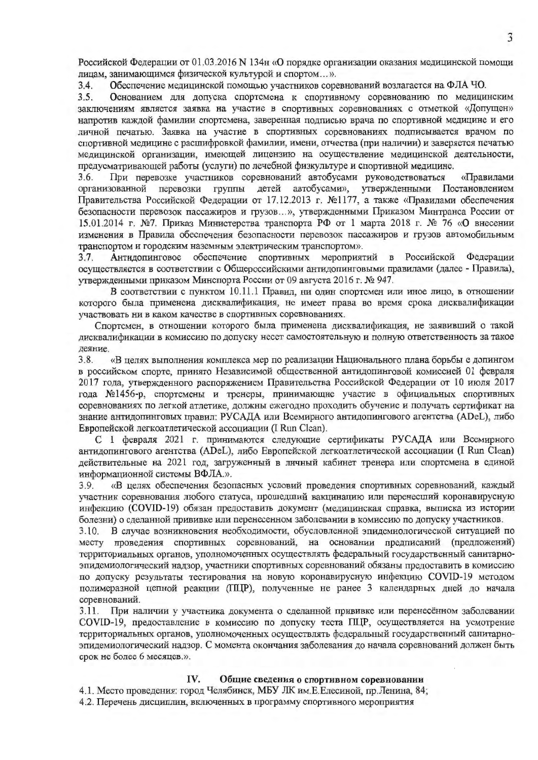Российской Федерации от 01.03.2016 N 134н «О порядке организации оказания медицинской помощи лицам, занимающимся физической культурой и спортом…».

3.4. Обеспечение медицинской помощью участников соревнований возлагается на ФЛА ЧО.

3.5. Основанием для допуска спортсмена к спортивному соревнованию по медицинским заключениям является заявка на участие в спортивных соревнованиях с отметкой «Допущен» напротив каждой фамилии спортсмена, заверенная подписью врача по спортивной медицине и его личной печатью. Заявка на участие в спортивных соревнованиях подписывается врачом по спортивной медицине с расшифровкой фамилии, имени, отчества (при наличии) и заверяется печатью медицинской организации, имеющей лицензию на осуществление медицинской деятельности, предусматривающей работы (услуги) по лечебной физкультуре и спортивной медицине.

3.6. При перевозке участников соревнований автобусами руководствоваться «Правилами организованной перевозки группы детей автобусами», утвержденными Постановлением Правительства Российской Федерации от 17.12.2013 г. №1177, а также «Правилами обеспечения безопасности перевозок пассажиров и грузов…», утвержденными Приказом Минтранса России от 15.01.2014 г. №7. Приказ Министерства транспорта РФ от 1 марта 2018 г. № 76 «О внесении изменения в Правила обеспечения безопасности перевозок пассажиров и грузов автомобильным транспортом и городским наземным электрическим транспортом».

3.7. Антидопинговое обеспечение спортивных мероприятий в Российской Федерации осуществляется в соответствии с Общероссийскими антидопинговыми правилами (далее - Правила), утвержденными приказом Минспорта России от 09 августа 2016 г. № 947.

В соответствии с пунктом 10.11.1 Правил, ни один спортсмен или иное лицо, в отношении которого была применена дисквалификация, не имеет права во время срока дисквалификации участвовать ни в каком качестве в спортивных соревнованиях.

Спортсмен, в отношении которого была применена дисквалификация, не заявивший о такой дисквалификации в комиссию по допуску несет самостоятельную и полную ответственность за такое деяние.

3.8. «В целях выполнения комплекса мер по реализации Национального плана борьбы с допингом в российском спорте, принято Независимой общественной антидопинговой комиссией 01 февраля 2017 года, утвержденного распоряжением Правительства Российской Федерации от 10 июля 2017 года №1456-р, спортсмены и тренеры, принимающие участие в официальных спортивных соревнованиях по легкой атлетике, должны ежегодно проходить обучение и получать сертификат на знание антидопинговых правил: РУСАДА или Всемирного антидопингового агентства (ADeL), либо Европейской легкоатлетической ассоциации (I Run Clean).

С 1 февраля 2021 г. принимаются следующие сертификаты РУСАДА или Всемирного антидопингового агентства (ADeL), либо Европейской легкоатлетической ассоциации (I Run Clean) действительные на 2021 год, загруженный в личный кабинет тренера или спортсмена в единой информационной системы ВФЛА.».

3.9. «В целях обеспечения безопасных условий проведения спортивных соревнований, каждый участник соревнования любого статуса, прошедший вакцинацию или перенесший коронавирусную инфекцию (COVID-19) обязан предоставить документ (медицинская справка, выписка из истории болезни) о сделанной прививке или перенесенном заболевании в комиссию по допуску участников.

3.10. В случае возникновения необходимости, обусловленной эпидемиологической ситуацией по месту проведения спортивных соревнований, на основании предписаний (предложений) территориальных органов, уполномоченных осуществлять федеральный государственный санитарно-эпидемиологический надзор, участники спортивных соревнований обязаны предоставить в комиссию по допуску результаты тестирования на новую коронавирусную инфекцию COVID-19 методом полимеразной цепной реакции (ПЦР), полученные не ранее 3 календарных дней до начала соревнований.

3.11. При наличии у участника документа о сделанной прививке или перенесённом заболевании COVID-19, предоставление в комиссию по допуску теста ПЦР, осуществляется на усмотрение территориальных органов, уполномоченных осуществлять федеральный государственный санитарно-эпидемиологический надзор. С момента окончания заболевания до начала соревнований должен быть срок не более 6 месяцев.».

## IV. Общие сведения о спортивном соревновании

4.1. Место проведения: город Челябинск, МБУ ЛК им.Е.Елесиной, пр.Ленина, 84;

4.2. Перечень дисциплин, включенных в программу спортивного мероприятия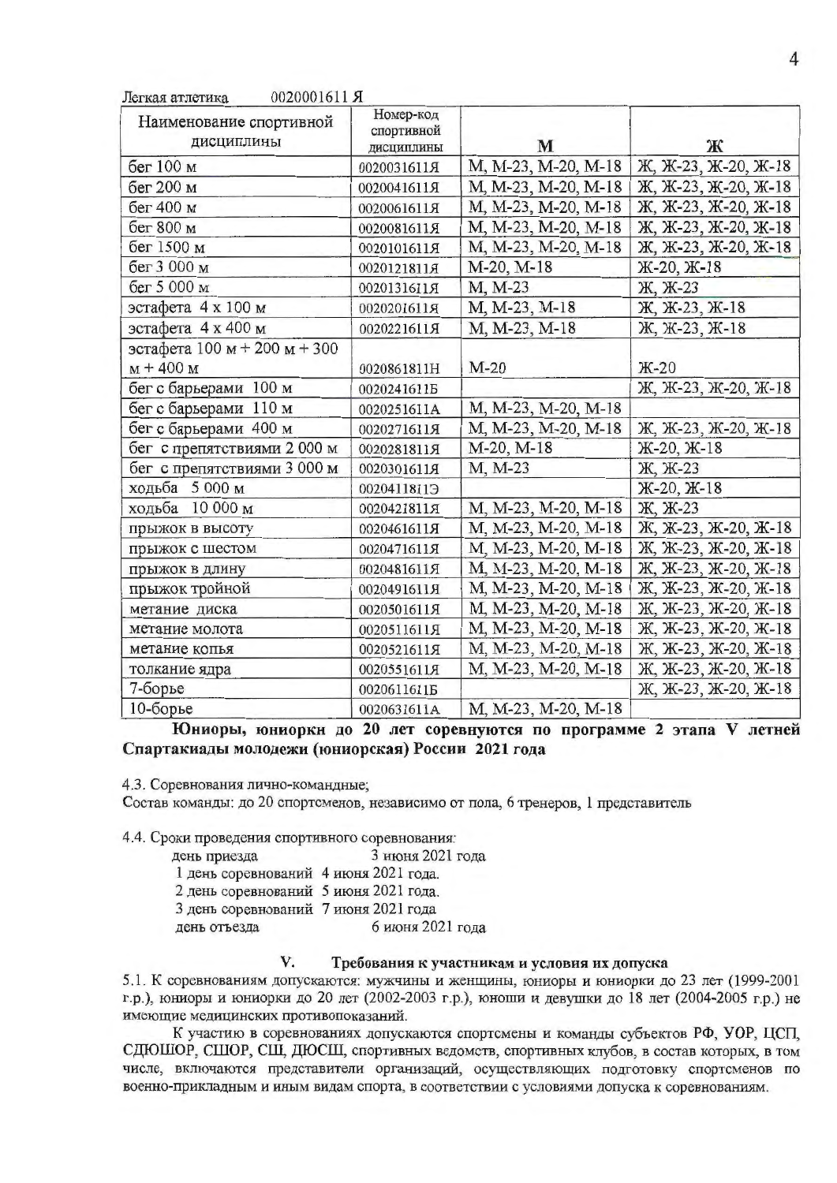Легкая атлетика 0020001611Я

| Наименование спортивной дисциплины | Номер-код спортивной дисциплины | М | Ж |
|---|---|---|---|
| бег 100 м | 0020031611Я | М, М-23, М-20, М-18 | Ж, Ж-23, Ж-20, Ж-18 |
| бег 200 м | 0020041611Я | М, М-23, М-20, М-18 | Ж, Ж-23, Ж-20, Ж-18 |
| бег 400 м | 0020061611Я | М, М-23, М-20, М-18 | Ж, Ж-23, Ж-20, Ж-18 |
| бег 800 м | 0020081611Я | М, М-23, М-20, М-18 | Ж, Ж-23, Ж-20, Ж-18 |
| бег 1500 м | 0020101611Я | М, М-23, М-20, М-18 | Ж, Ж-23, Ж-20, Ж-18 |
| бег 3 000 м | 0020121811Я | М-20, М-18 | Ж-20, Ж-18 |
| бег 5 000 м | 0020131611Я | М, М-23 | Ж, Ж-23 |
| эстафета 4 х 100 м | 0020201611Я | М, М-23, М-18 | Ж, Ж-23, Ж-18 |
| эстафета 4 х 400 м | 0020221611Я | М, М-23, М-18 | Ж, Ж-23, Ж-18 |
| эстафета 100 м + 200 м + 300 м + 400 м | 0020861811Н | М-20 | Ж-20 |
| бег с барьерами 100 м | 0020241611Б | | Ж, Ж-23, Ж-20, Ж-18 |
| бег с барьерами 110 м | 0020251611А | М, М-23, М-20, М-18 | |
| бег с барьерами 400 м | 0020271611Я | М, М-23, М-20, М-18 | Ж, Ж-23, Ж-20, Ж-18 |
| бег с препятствиями 2 000 м | 0020281811Я | М-20, М-18 | Ж-20, Ж-18 |
| бег с препятствиями 3 000 м | 0020301611Я | М, М-23 | Ж, Ж-23 |
| ходьба 5 000 м | 0020411811Э | | Ж-20, Ж-18 |
| ходьба 10 000 м | 0020421811Я | М, М-23, М-20, М-18 | Ж, Ж-23 |
| прыжок в высоту | 0020461611Я | М, М-23, М-20, М-18 | Ж, Ж-23, Ж-20, Ж-18 |
| прыжок с шестом | 0020471611Я | М, М-23, М-20, М-18 | Ж, Ж-23, Ж-20, Ж-18 |
| прыжок в длину | 0020481611Я | М, М-23, М-20, М-18 | Ж, Ж-23, Ж-20, Ж-18 |
| прыжок тройной | 0020491611Я | М, М-23, М-20, М-18 | Ж, Ж-23, Ж-20, Ж-18 |
| метание диска | 0020501611Я | М, М-23, М-20, М-18 | Ж, Ж-23, Ж-20, Ж-18 |
| метание молота | 0020511611Я | М, М-23, М-20, М-18 | Ж, Ж-23, Ж-20, Ж-18 |
| метание копья | 0020521611Я | М, М-23, М-20, М-18 | Ж, Ж-23, Ж-20, Ж-18 |
| толкание ядра | 0020551611Я | М, М-23, М-20, М-18 | Ж, Ж-23, Ж-20, Ж-18 |
| 7-борье | 0020611611Б | | Ж, Ж-23, Ж-20, Ж-18 |
| 10-борье | 0020631611А | М, М-23, М-20, М-18 | |

**Юниоры, юниорки до 20 лет соревнуются по программе 2 этапа V летней Спартакиады молодежи (юниорская) России 2021 года**

4.3. Соревнования лично-командные;
Состав команды: до 20 спортсменов, независимо от пола, 6 тренеров, 1 представитель

4.4. Сроки проведения спортивного соревнования:

день приезда 3 июня 2021 года
1 день соревнований 4 июня 2021 года.
2 день соревнований 5 июня 2021 года.
3 день соревнований 7 июня 2021 года
день отъезда 6 июня 2021 года

## V. Требования к участникам и условия их допуска

5.1. К соревнованиям допускаются: мужчины и женщины, юниоры и юниорки до 23 лет (1999-2001 г.р.), юниоры и юниорки до 20 лет (2002-2003 г.р.), юноши и девушки до 18 лет (2004-2005 г.р.) не имеющие медицинских противопоказаний.

К участию в соревнованиях допускаются спортсмены и команды субъектов РФ, УОР, ЦСП, СДЮШОР, СШОР, СШ, ДЮСШ, спортивных ведомств, спортивных клубов, в состав которых, в том числе, включаются представители организаций, осуществляющих подготовку спортсменов по военно-прикладным и иным видам спорта, в соответствии с условиями допуска к соревнованиям.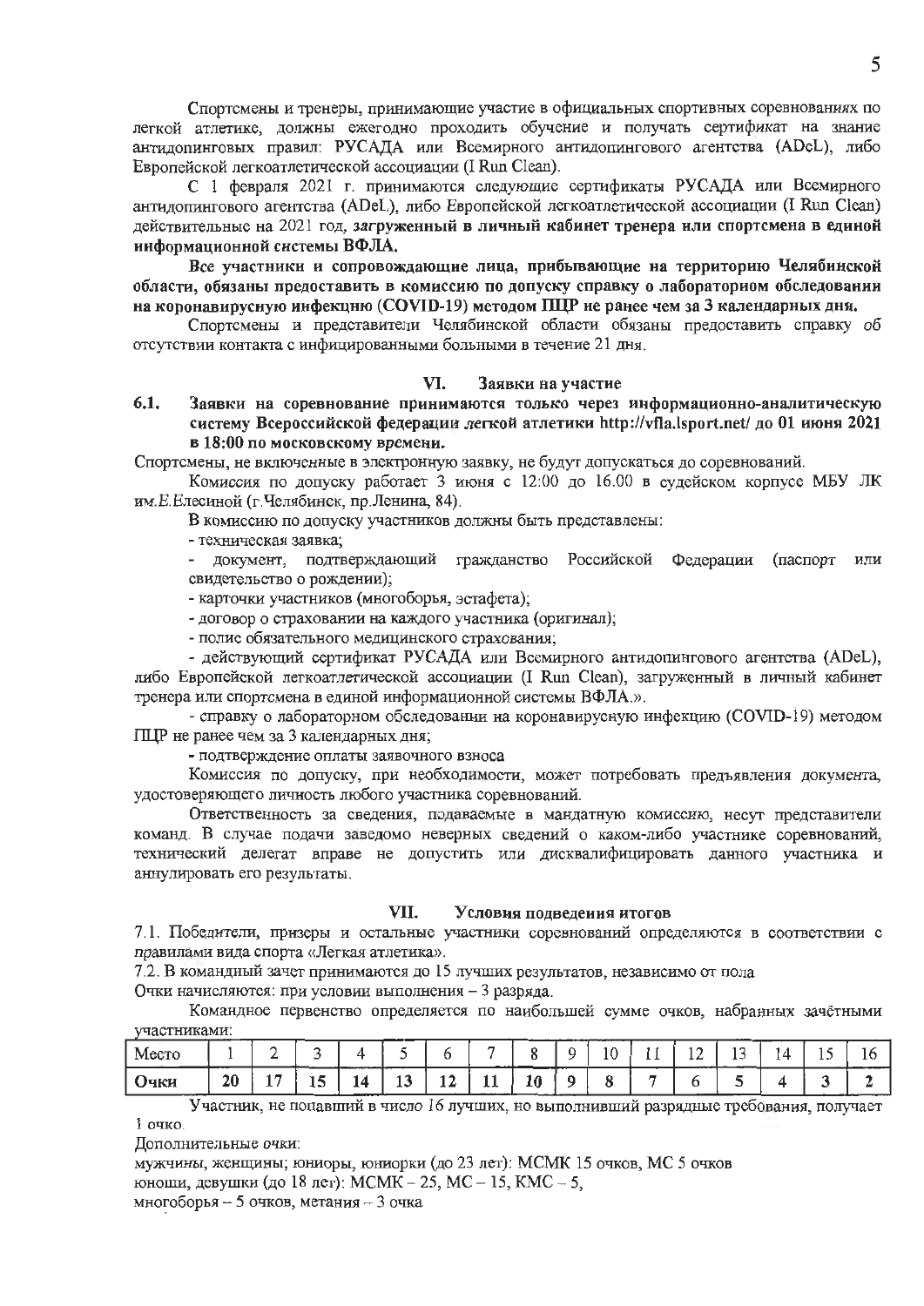Спортсмены и тренеры, принимающие участие в официальных спортивных соревнованиях по легкой атлетике, должны ежегодно проходить обучение и получать сертификат на знание антидопинговых правил: РУСАДА или Всемирного антидопингового агентства (ADeL), либо Европейской легкоатлетической ассоциации (I Run Clean).

С 1 февраля 2021 г. принимаются следующие сертификаты РУСАДА или Всемирного антидопингового агентства (ADeL), либо Европейской легкоатлетической ассоциации (I Run Clean) действительные на 2021 год, **загруженный в личный кабинет тренера или спортсмена в единой информационной системы ВФЛА.**

**Все участники и сопровождающие лица, прибывающие на территорию Челябинской области, обязаны предоставить в комиссию по допуску справку о лабораторном обследовании на коронавирусную инфекцию (COVID-19) методом ПЦР не ранее чем за 3 календарных дня.**

Спортсмены и представители Челябинской области обязаны предоставить справку об отсутствии контакта с инфицированными больными в течение 21 дня.

## VI. Заявки на участие

**6.1. Заявки на соревнование принимаются только через информационно-аналитическую систему Всероссийской федерации легкой атлетики http://vfla.lsport.net/ до 01 июня 2021 в 18:00 по московскому времени.**

Спортсмены, не включенные в электронную заявку, не будут допускаться до соревнований.

Комиссия по допуску работает 3 июня с 12:00 до 16.00 в судейском корпусе МБУ ЛК им.Е.Елесиной (г.Челябинск, пр.Ленина, 84).

В комиссию по допуску участников должны быть представлены:

- техническая заявка;
- документ, подтверждающий гражданство Российской Федерации (паспорт или свидетельство о рождении);
- карточки участников (многоборья, эстафета);
- договор о страховании на каждого участника (оригинал);
- полис обязательного медицинского страхования;
- действующий сертификат РУСАДА или Всемирного антидопингового агентства (ADeL), либо Европейской легкоатлетической ассоциации (I Run Clean), загруженный в личный кабинет тренера или спортсмена в единой информационной системы ВФЛА.».
- справку о лабораторном обследовании на коронавирусную инфекцию (COVID-19) методом ПЦР не ранее чем за 3 календарных дня;
- подтверждение оплаты заявочного взноса

Комиссия по допуску, при необходимости, может потребовать предъявления документа, удостоверяющего личность любого участника соревнований.

Ответственность за сведения, подаваемые в мандатную комиссию, несут представители команд. В случае подачи заведомо неверных сведений о каком-либо участнике соревнований, технический делегат вправе не допустить или дисквалифицировать данного участника и аннулировать его результаты.

## VII. Условия подведения итогов

7.1. Победители, призеры и остальные участники соревнований определяются в соответствии с правилами вида спорта «Легкая атлетика».

7.2. В командный зачет принимаются до 15 лучших результатов, независимо от пола

Очки начисляются: при условии выполнения – 3 разряда.

Командное первенство определяется по наибольшей сумме очков, набранных зачётными участниками:

| Место | 1 | 2 | 3 | 4 | 5 | 6 | 7 | 8 | 9 | 10 | 11 | 12 | 13 | 14 | 15 | 16 |
|---|---|---|---|---|---|---|---|---|---|---|---|---|---|---|---|---|
| **Очки** | **20** | **17** | **15** | **14** | **13** | **12** | **11** | **10** | **9** | **8** | **7** | **6** | **5** | **4** | **3** | **2** |

Участник, не попавший в число 16 лучших, но выполнивший разрядные требования, получает 1 очко.

Дополнительные очки:

мужчины, женщины; юниоры, юниорки (до 23 лет): МСМК 15 очков, МС 5 очков

юноши, девушки (до 18 лет): МСМК – 25, МС – 15, КМС – 5,

многоборья – 5 очков, метания – 3 очка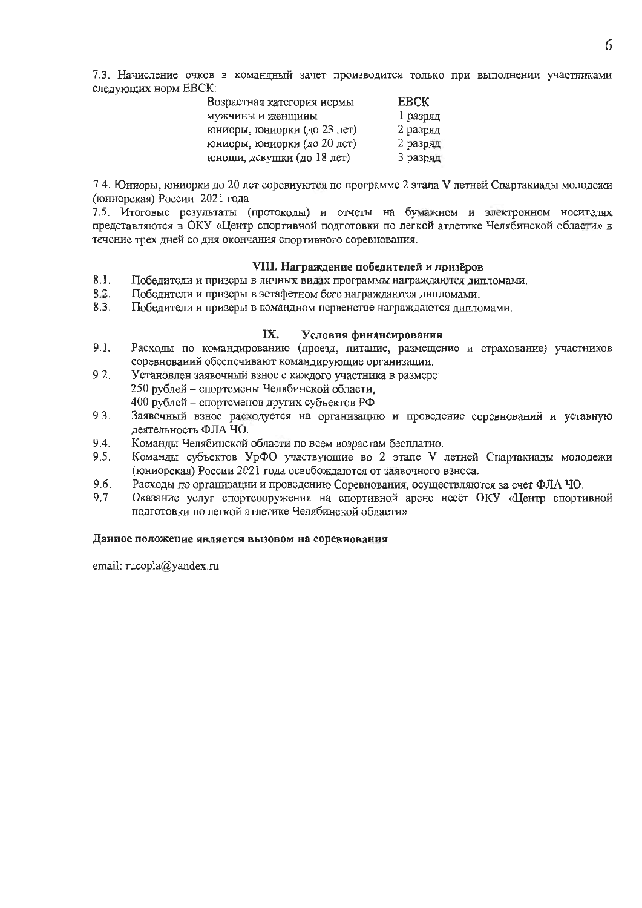7.3. Начисление очков в командный зачет производится только при выполнении участниками следующих норм ЕВСК:

| Возрастная категория нормы | ЕВСК |
|---|---|
| мужчины и женщины | 1 разряд |
| юниоры, юниорки (до 23 лет) | 2 разряд |
| юниоры, юниорки (до 20 лет) | 2 разряд |
| юноши, девушки (до 18 лет) | 3 разряд |

7.4. Юниоры, юниорки до 20 лет соревнуются по программе 2 этапа V летней Спартакиады молодежи (юниорская) России 2021 года

7.5. Итоговые результаты (протоколы) и отчеты на бумажном и электронном носителях представляются в ОКУ «Центр спортивной подготовки по легкой атлетике Челябинской области» в течение трех дней со дня окончания спортивного соревнования.

## VIII. Награждение победителей и призёров

8.1. Победители и призеры в личных видах программы награждаются дипломами.

8.2. Победители и призеры в эстафетном беге награждаются дипломами.

8.3. Победители и призеры в командном первенстве награждаются дипломами.

## IX. Условия финансирования

9.1. Расходы по командированию (проезд, питание, размещение и страхование) участников соревнований обеспечивают командирующие организации.

9.2. Установлен заявочный взнос с каждого участника в размере:
250 рублей – спортсмены Челябинской области,
400 рублей – спортсменов других субъектов РФ.

9.3. Заявочный взнос расходуется на организацию и проведение соревнований и уставную деятельность ФЛА ЧО.

9.4. Команды Челябинской области по всем возрастам бесплатно.

9.5. Команды субъектов УрФО участвующие во 2 этапе V летней Спартакиады молодежи (юниорская) России 2021 года освобождаются от заявочного взноса.

9.6. Расходы по организации и проведению Соревнования, осуществляются за счет ФЛА ЧО.

9.7. Оказание услуг спортсооружения на спортивной арене несёт ОКУ «Центр спортивной подготовки по легкой атлетике Челябинской области»

**Данное положение является вызовом на соревнования**

email: rucopla@yandex.ru